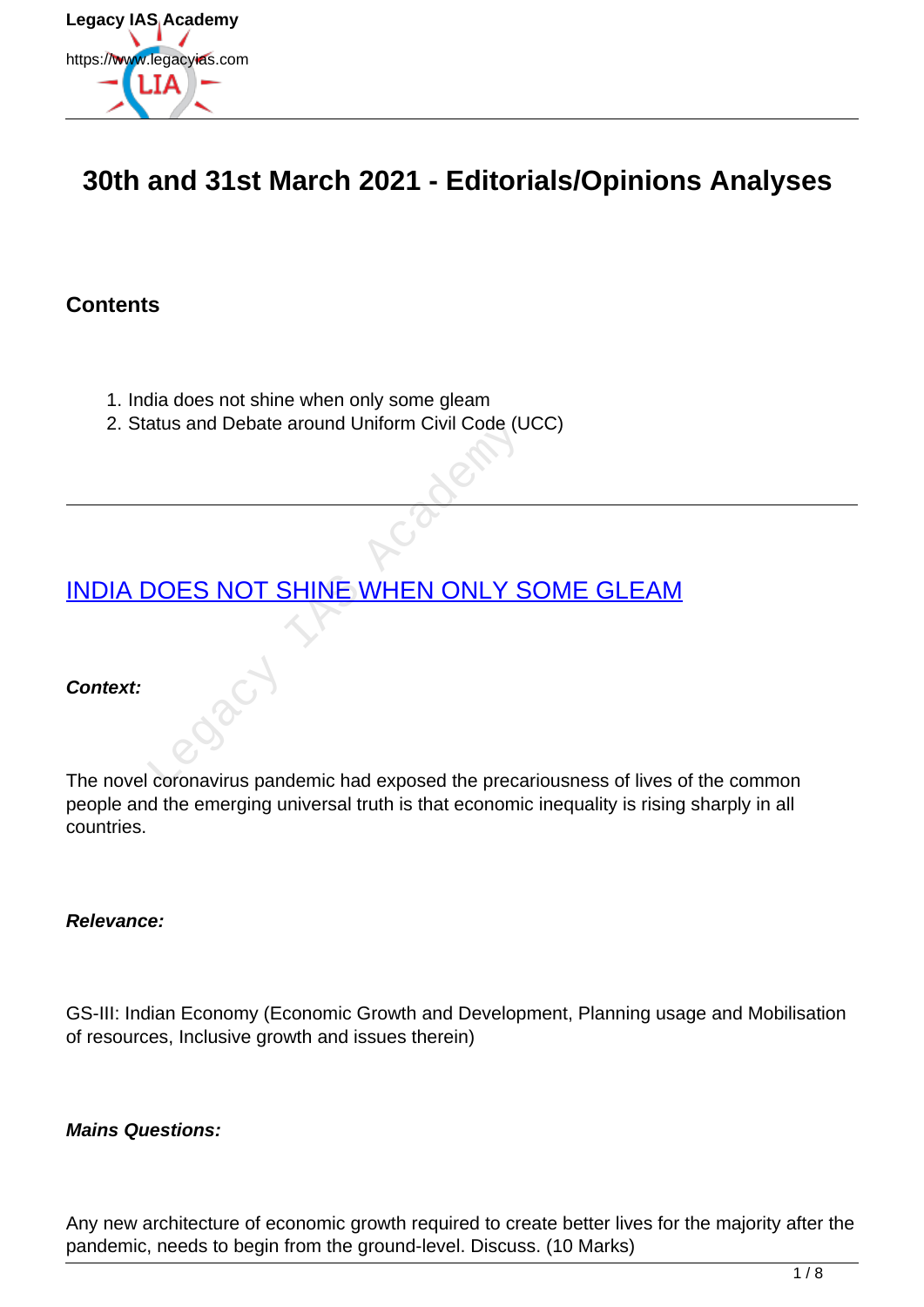# 30th and 31st March 2021 - Editorials/Opinions Analyses

## Contents

1. India does not shine when only some gleam
2. Status and Debate around Uniform Civil Code (UCC)

---

## INDIA DOES NOT SHINE WHEN ONLY SOME GLEAM

***Context:***

The novel coronavirus pandemic had exposed the precariousness of lives of the common people and the emerging universal truth is that economic inequality is rising sharply in all countries.

***Relevance:***

GS-III: Indian Economy (Economic Growth and Development, Planning usage and Mobilisation of resources, Inclusive growth and issues therein)

***Mains Questions:***

Any new architecture of economic growth required to create better lives for the majority after the pandemic, needs to begin from the ground-level. Discuss. (10 Marks)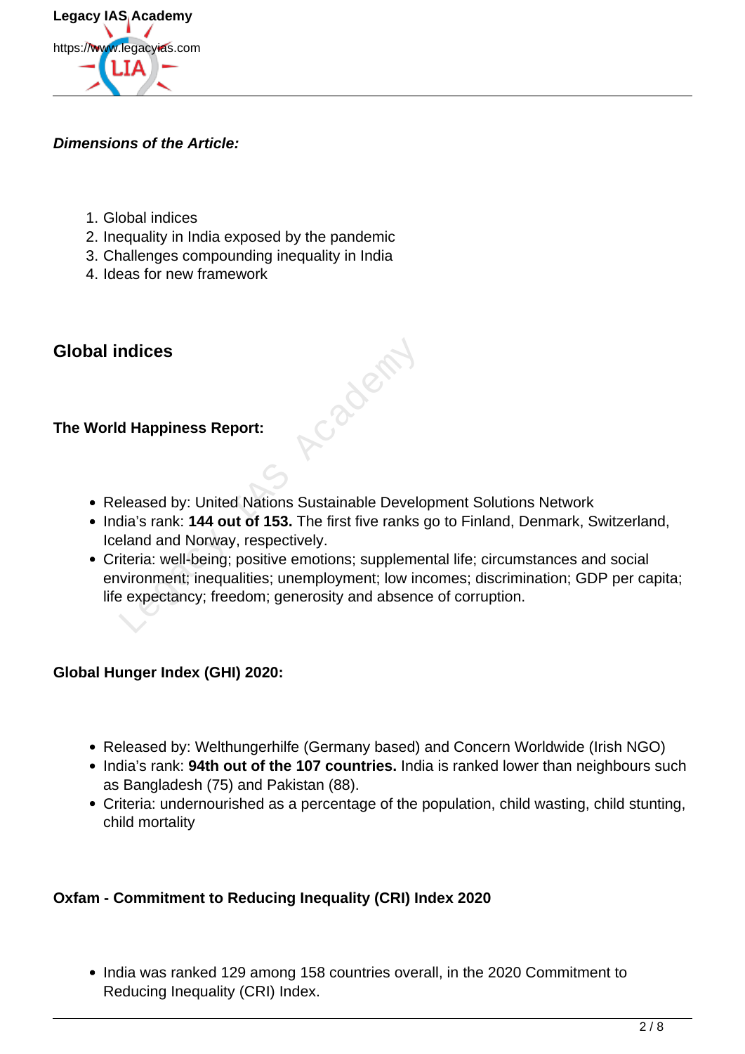***Dimensions of the Article:***

1. Global indices
2. Inequality in India exposed by the pandemic
3. Challenges compounding inequality in India
4. Ideas for new framework

## Global indices

### The World Happiness Report:

- Released by: United Nations Sustainable Development Solutions Network
- India's rank: **144 out of 153.** The first five ranks go to Finland, Denmark, Switzerland, Iceland and Norway, respectively.
- Criteria: well-being; positive emotions; supplemental life; circumstances and social environment; inequalities; unemployment; low incomes; discrimination; GDP per capita; life expectancy; freedom; generosity and absence of corruption.

### Global Hunger Index (GHI) 2020:

- Released by: Welthungerhilfe (Germany based) and Concern Worldwide (Irish NGO)
- India's rank: **94th out of the 107 countries.** India is ranked lower than neighbours such as Bangladesh (75) and Pakistan (88).
- Criteria: undernourished as a percentage of the population, child wasting, child stunting, child mortality

### Oxfam - Commitment to Reducing Inequality (CRI) Index 2020

- India was ranked 129 among 158 countries overall, in the 2020 Commitment to Reducing Inequality (CRI) Index.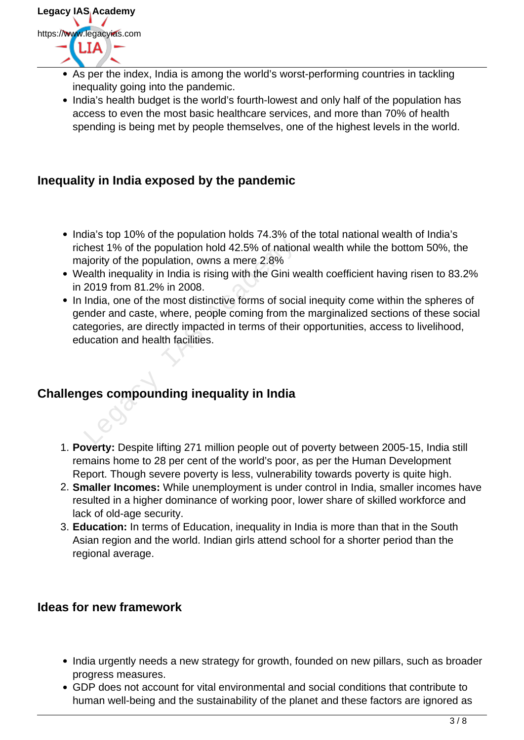- As per the index, India is among the world's worst-performing countries in tackling inequality going into the pandemic.
- India's health budget is the world's fourth-lowest and only half of the population has access to even the most basic healthcare services, and more than 70% of health spending is being met by people themselves, one of the highest levels in the world.

### Inequality in India exposed by the pandemic

- India's top 10% of the population holds 74.3% of the total national wealth of India's richest 1% of the population hold 42.5% of national wealth while the bottom 50%, the majority of the population, owns a mere 2.8%
- Wealth inequality in India is rising with the Gini wealth coefficient having risen to 83.2% in 2019 from 81.2% in 2008.
- In India, one of the most distinctive forms of social inequity come within the spheres of gender and caste, where, people coming from the marginalized sections of these social categories, are directly impacted in terms of their opportunities, access to livelihood, education and health facilities.

### Challenges compounding inequality in India

1. **Poverty:** Despite lifting 271 million people out of poverty between 2005-15, India still remains home to 28 per cent of the world's poor, as per the Human Development Report. Though severe poverty is less, vulnerability towards poverty is quite high.
2. **Smaller Incomes:** While unemployment is under control in India, smaller incomes have resulted in a higher dominance of working poor, lower share of skilled workforce and lack of old-age security.
3. **Education:** In terms of Education, inequality in India is more than that in the South Asian region and the world. Indian girls attend school for a shorter period than the regional average.

### Ideas for new framework

- India urgently needs a new strategy for growth, founded on new pillars, such as broader progress measures.
- GDP does not account for vital environmental and social conditions that contribute to human well-being and the sustainability of the planet and these factors are ignored as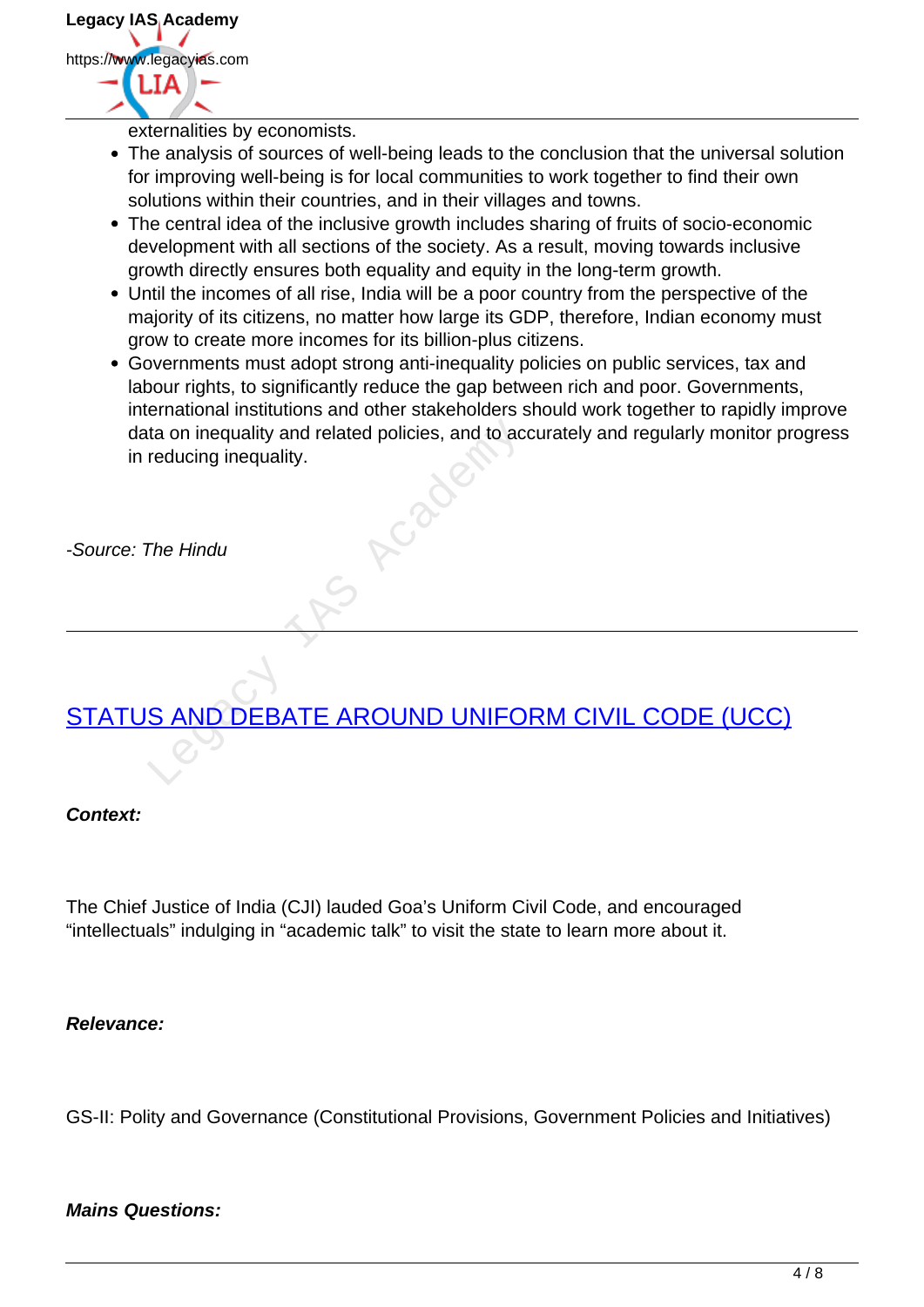externalities by economists.

- The analysis of sources of well-being leads to the conclusion that the universal solution for improving well-being is for local communities to work together to find their own solutions within their countries, and in their villages and towns.
- The central idea of the inclusive growth includes sharing of fruits of socio-economic development with all sections of the society. As a result, moving towards inclusive growth directly ensures both equality and equity in the long-term growth.
- Until the incomes of all rise, India will be a poor country from the perspective of the majority of its citizens, no matter how large its GDP, therefore, Indian economy must grow to create more incomes for its billion-plus citizens.
- Governments must adopt strong anti-inequality policies on public services, tax and labour rights, to significantly reduce the gap between rich and poor. Governments, international institutions and other stakeholders should work together to rapidly improve data on inequality and related policies, and to accurately and regularly monitor progress in reducing inequality.

*-Source: The Hindu*

---

## STATUS AND DEBATE AROUND UNIFORM CIVIL CODE (UCC)

***Context:***

The Chief Justice of India (CJI) lauded Goa's Uniform Civil Code, and encouraged "intellectuals" indulging in "academic talk" to visit the state to learn more about it.

***Relevance:***

GS-II: Polity and Governance (Constitutional Provisions, Government Policies and Initiatives)

***Mains Questions:***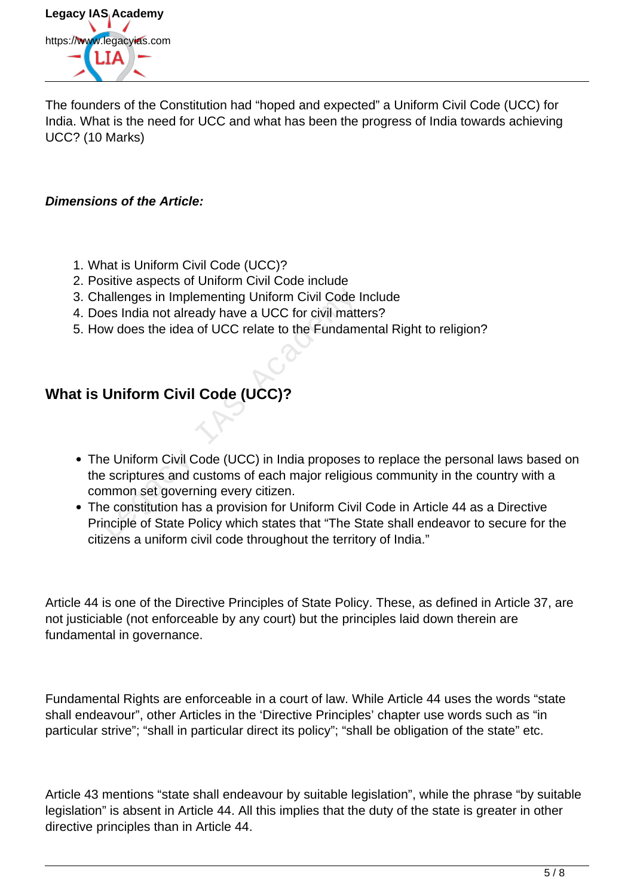The founders of the Constitution had "hoped and expected" a Uniform Civil Code (UCC) for India. What is the need for UCC and what has been the progress of India towards achieving UCC? (10 Marks)

***Dimensions of the Article:***

1. What is Uniform Civil Code (UCC)?
2. Positive aspects of Uniform Civil Code include
3. Challenges in Implementing Uniform Civil Code Include
4. Does India not already have a UCC for civil matters?
5. How does the idea of UCC relate to the Fundamental Right to religion?

## What is Uniform Civil Code (UCC)?

- The Uniform Civil Code (UCC) in India proposes to replace the personal laws based on the scriptures and customs of each major religious community in the country with a common set governing every citizen.
- The constitution has a provision for Uniform Civil Code in Article 44 as a Directive Principle of State Policy which states that "The State shall endeavor to secure for the citizens a uniform civil code throughout the territory of India."

Article 44 is one of the Directive Principles of State Policy. These, as defined in Article 37, are not justiciable (not enforceable by any court) but the principles laid down therein are fundamental in governance.

Fundamental Rights are enforceable in a court of law. While Article 44 uses the words "state shall endeavour", other Articles in the 'Directive Principles' chapter use words such as "in particular strive"; "shall in particular direct its policy"; "shall be obligation of the state" etc.

Article 43 mentions "state shall endeavour by suitable legislation", while the phrase "by suitable legislation" is absent in Article 44. All this implies that the duty of the state is greater in other directive principles than in Article 44.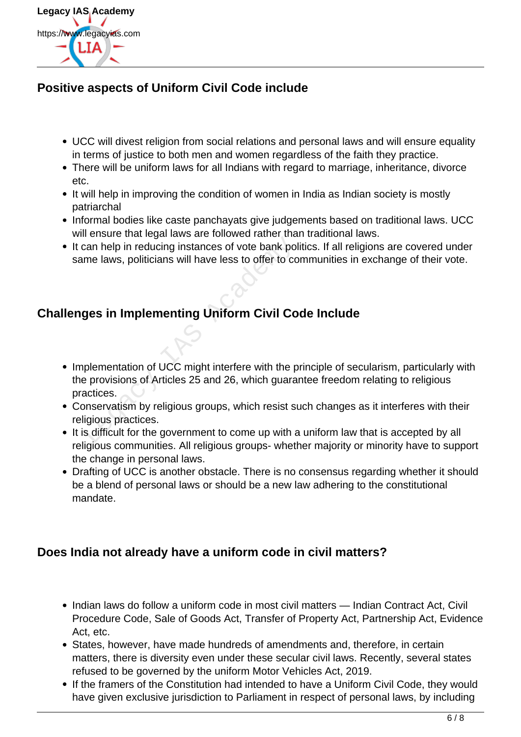## Positive aspects of Uniform Civil Code include

- UCC will divest religion from social relations and personal laws and will ensure equality in terms of justice to both men and women regardless of the faith they practice.
- There will be uniform laws for all Indians with regard to marriage, inheritance, divorce etc.
- It will help in improving the condition of women in India as Indian society is mostly patriarchal
- Informal bodies like caste panchayats give judgements based on traditional laws. UCC will ensure that legal laws are followed rather than traditional laws.
- It can help in reducing instances of vote bank politics. If all religions are covered under same laws, politicians will have less to offer to communities in exchange of their vote.

## Challenges in Implementing Uniform Civil Code Include

- Implementation of UCC might interfere with the principle of secularism, particularly with the provisions of Articles 25 and 26, which guarantee freedom relating to religious practices.
- Conservatism by religious groups, which resist such changes as it interferes with their religious practices.
- It is difficult for the government to come up with a uniform law that is accepted by all religious communities. All religious groups- whether majority or minority have to support the change in personal laws.
- Drafting of UCC is another obstacle. There is no consensus regarding whether it should be a blend of personal laws or should be a new law adhering to the constitutional mandate.

## Does India not already have a uniform code in civil matters?

- Indian laws do follow a uniform code in most civil matters — Indian Contract Act, Civil Procedure Code, Sale of Goods Act, Transfer of Property Act, Partnership Act, Evidence Act, etc.
- States, however, have made hundreds of amendments and, therefore, in certain matters, there is diversity even under these secular civil laws. Recently, several states refused to be governed by the uniform Motor Vehicles Act, 2019.
- If the framers of the Constitution had intended to have a Uniform Civil Code, they would have given exclusive jurisdiction to Parliament in respect of personal laws, by including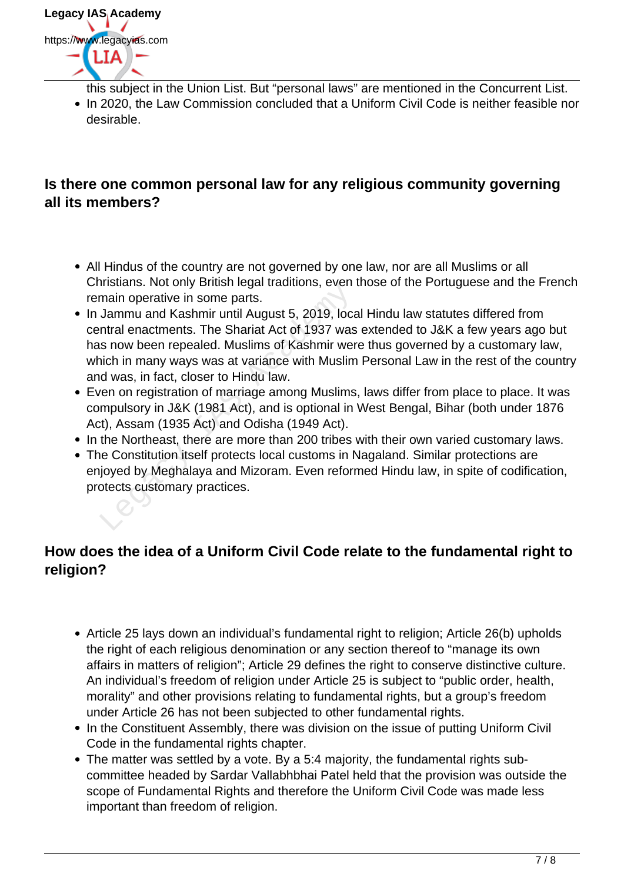this subject in the Union List. But "personal laws" are mentioned in the Concurrent List.
- In 2020, the Law Commission concluded that a Uniform Civil Code is neither feasible nor desirable.

### Is there one common personal law for any religious community governing all its members?

- All Hindus of the country are not governed by one law, nor are all Muslims or all Christians. Not only British legal traditions, even those of the Portuguese and the French remain operative in some parts.
- In Jammu and Kashmir until August 5, 2019, local Hindu law statutes differed from central enactments. The Shariat Act of 1937 was extended to J&K a few years ago but has now been repealed. Muslims of Kashmir were thus governed by a customary law, which in many ways was at variance with Muslim Personal Law in the rest of the country and was, in fact, closer to Hindu law.
- Even on registration of marriage among Muslims, laws differ from place to place. It was compulsory in J&K (1981 Act), and is optional in West Bengal, Bihar (both under 1876 Act), Assam (1935 Act) and Odisha (1949 Act).
- In the Northeast, there are more than 200 tribes with their own varied customary laws.
- The Constitution itself protects local customs in Nagaland. Similar protections are enjoyed by Meghalaya and Mizoram. Even reformed Hindu law, in spite of codification, protects customary practices.

### How does the idea of a Uniform Civil Code relate to the fundamental right to religion?

- Article 25 lays down an individual's fundamental right to religion; Article 26(b) upholds the right of each religious denomination or any section thereof to "manage its own affairs in matters of religion"; Article 29 defines the right to conserve distinctive culture. An individual's freedom of religion under Article 25 is subject to "public order, health, morality" and other provisions relating to fundamental rights, but a group's freedom under Article 26 has not been subjected to other fundamental rights.
- In the Constituent Assembly, there was division on the issue of putting Uniform Civil Code in the fundamental rights chapter.
- The matter was settled by a vote. By a 5:4 majority, the fundamental rights sub-committee headed by Sardar Vallabhbhai Patel held that the provision was outside the scope of Fundamental Rights and therefore the Uniform Civil Code was made less important than freedom of religion.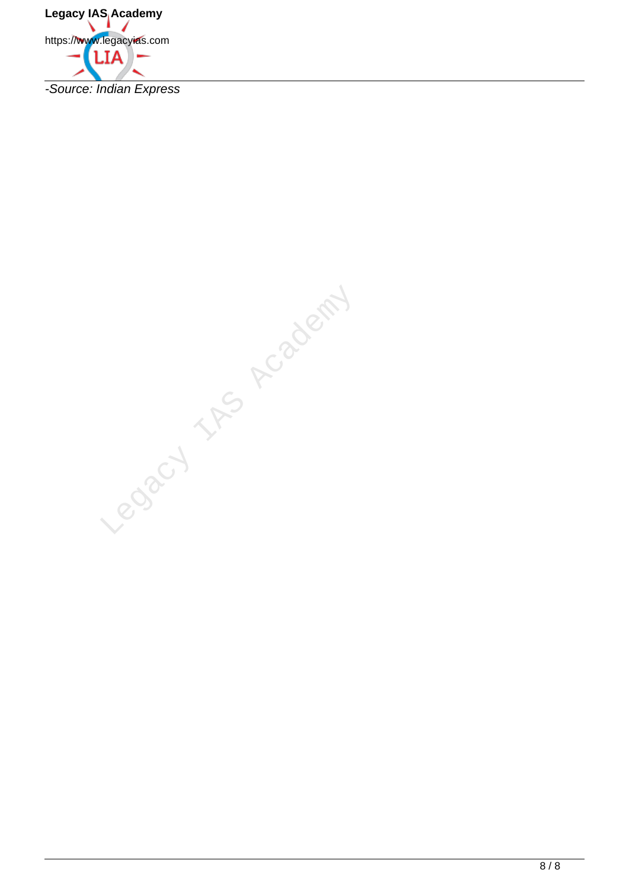*-Source: Indian Express*